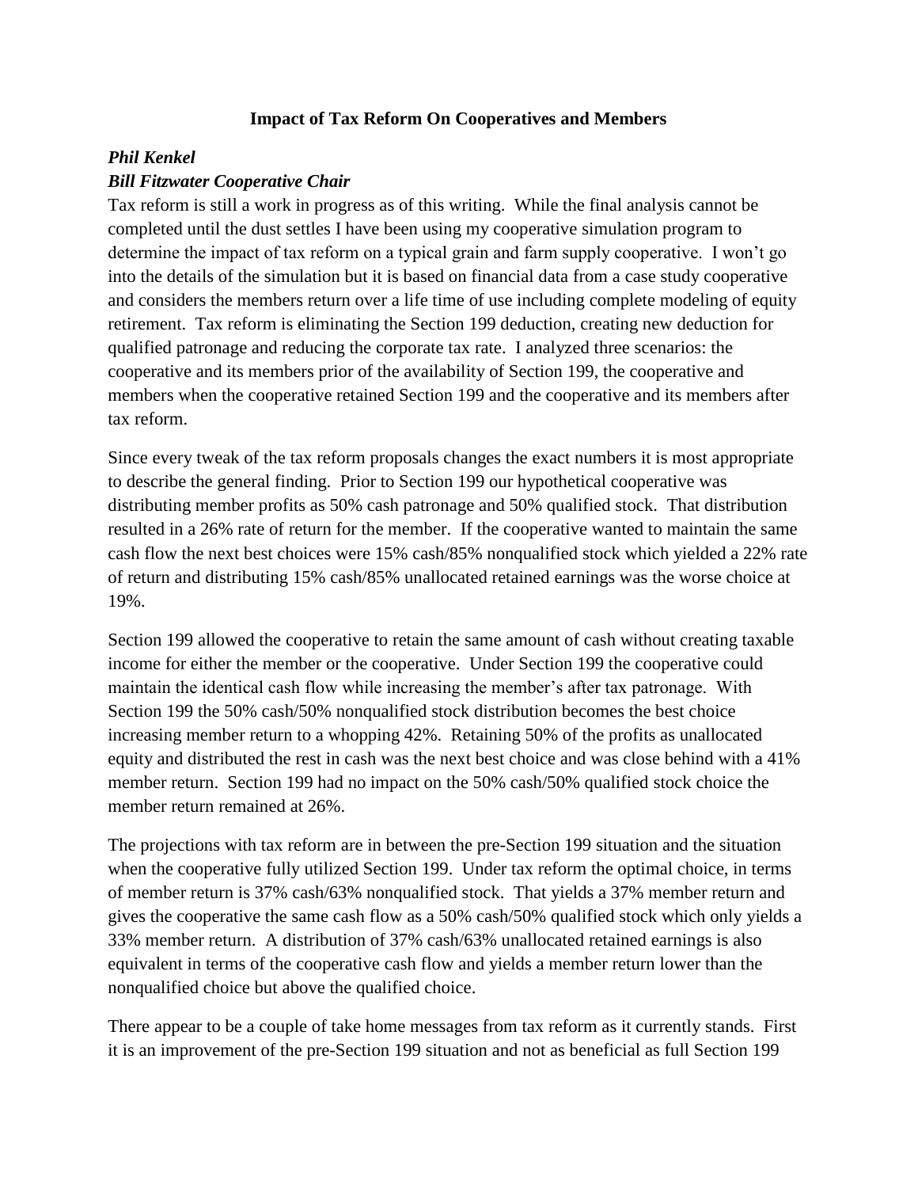# Impact of Tax Reform On Cooperatives and Members

***Phil Kenkel***

***Bill Fitzwater Cooperative Chair***

Tax reform is still a work in progress as of this writing. While the final analysis cannot be completed until the dust settles I have been using my cooperative simulation program to determine the impact of tax reform on a typical grain and farm supply cooperative. I won't go into the details of the simulation but it is based on financial data from a case study cooperative and considers the members return over a life time of use including complete modeling of equity retirement. Tax reform is eliminating the Section 199 deduction, creating new deduction for qualified patronage and reducing the corporate tax rate. I analyzed three scenarios: the cooperative and its members prior of the availability of Section 199, the cooperative and members when the cooperative retained Section 199 and the cooperative and its members after tax reform.

Since every tweak of the tax reform proposals changes the exact numbers it is most appropriate to describe the general finding. Prior to Section 199 our hypothetical cooperative was distributing member profits as 50% cash patronage and 50% qualified stock. That distribution resulted in a 26% rate of return for the member. If the cooperative wanted to maintain the same cash flow the next best choices were 15% cash/85% nonqualified stock which yielded a 22% rate of return and distributing 15% cash/85% unallocated retained earnings was the worse choice at 19%.

Section 199 allowed the cooperative to retain the same amount of cash without creating taxable income for either the member or the cooperative. Under Section 199 the cooperative could maintain the identical cash flow while increasing the member's after tax patronage. With Section 199 the 50% cash/50% nonqualified stock distribution becomes the best choice increasing member return to a whopping 42%. Retaining 50% of the profits as unallocated equity and distributed the rest in cash was the next best choice and was close behind with a 41% member return. Section 199 had no impact on the 50% cash/50% qualified stock choice the member return remained at 26%.

The projections with tax reform are in between the pre-Section 199 situation and the situation when the cooperative fully utilized Section 199. Under tax reform the optimal choice, in terms of member return is 37% cash/63% nonqualified stock. That yields a 37% member return and gives the cooperative the same cash flow as a 50% cash/50% qualified stock which only yields a 33% member return. A distribution of 37% cash/63% unallocated retained earnings is also equivalent in terms of the cooperative cash flow and yields a member return lower than the nonqualified choice but above the qualified choice.

There appear to be a couple of take home messages from tax reform as it currently stands. First it is an improvement of the pre-Section 199 situation and not as beneficial as full Section 199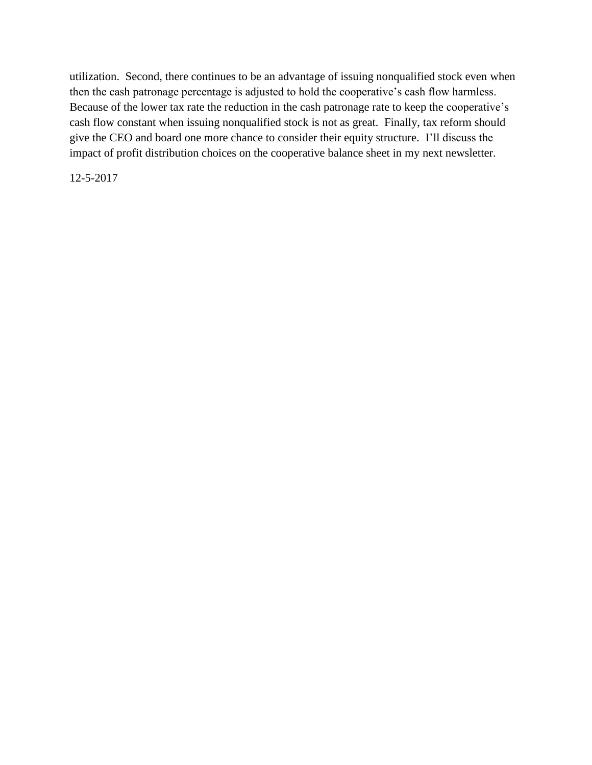utilization. Second, there continues to be an advantage of issuing nonqualified stock even when then the cash patronage percentage is adjusted to hold the cooperative's cash flow harmless. Because of the lower tax rate the reduction in the cash patronage rate to keep the cooperative's cash flow constant when issuing nonqualified stock is not as great. Finally, tax reform should give the CEO and board one more chance to consider their equity structure. I'll discuss the impact of profit distribution choices on the cooperative balance sheet in my next newsletter.

12-5-2017